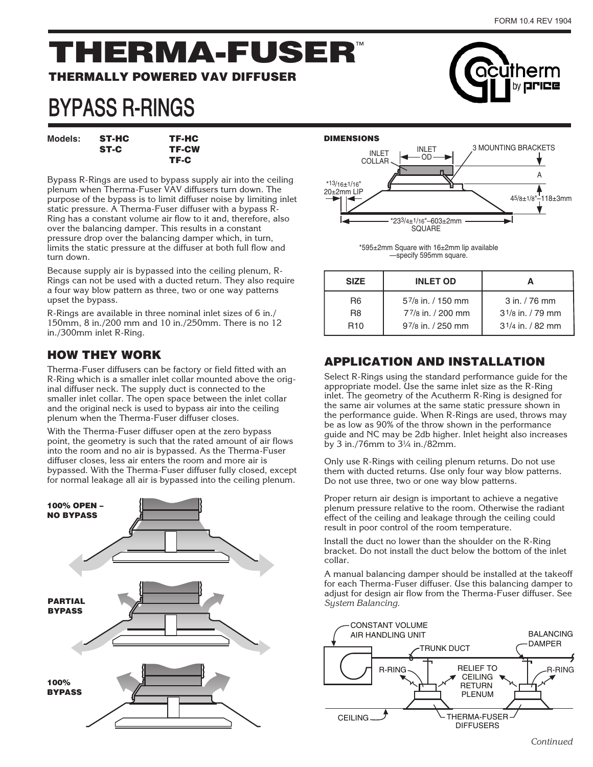FORM 10.4 REV 1904

# THERMA-FUSER™

**THERMALLY POWERED VAV DIFFUSER**

# BYPASS R-RINGS

**Models:** **ST-HC** **ST-C** **TF-HC** **TF-CW** **TF-C**

Bypass R-Rings are used to bypass supply air into the ceiling plenum when Therma-Fuser VAV diffusers turn down. The purpose of the bypass is to limit diffuser noise by limiting inlet static pressure. A Therma-Fuser diffuser with a bypass R-Ring has a constant volume air flow to it and, therefore, also over the balancing damper. This results in a constant pressure drop over the balancing damper which, in turn, limits the static pressure at the diffuser at both full flow and turn down.

Because supply air is bypassed into the ceiling plenum, R-Rings can not be used with a ducted return. They also require a four way blow pattern as three, two or one way patterns upset the bypass.

R-Rings are available in three nominal inlet sizes of 6 in./150mm, 8 in./200 mm and 10 in./250mm. There is no 12 in./300mm inlet R-Ring.

## HOW THEY WORK

Therma-Fuser diffusers can be factory or field fitted with an R-Ring which is a smaller inlet collar mounted above the original diffuser neck. The supply duct is connected to the smaller inlet collar. The open space between the inlet collar and the original neck is used to bypass air into the ceiling plenum when the Therma-Fuser diffuser closes.

With the Therma-Fuser diffuser open at the zero bypass point, the geometry is such that the rated amount of air flows into the room and no air is bypassed. As the Therma-Fuser diffuser closes, less air enters the room and more air is bypassed. With the Therma-Fuser diffuser fully closed, except for normal leakage all air is bypassed into the ceiling plenum.

**100% OPEN – NO BYPASS**

**PARTIAL BYPASS**

**100% BYPASS**

**DIMENSIONS**

INLET COLLAR — INLET OD — 3 MOUNTING BRACKETS — A

*13/16±1/16" 20±2mm LIP

4 5/8±1/8"–118±3mm

*23 3/4±1/16"–603±2mm SQUARE

*595±2mm Square with 16±2mm lip available —specify 595mm square.

| SIZE | INLET OD | A |
|---|---|---|
| R6 | 5 7/8 in. / 150 mm | 3 in. / 76 mm |
| R8 | 7 7/8 in. / 200 mm | 3 1/8 in. / 79 mm |
| R10 | 9 7/8 in. / 250 mm | 3 1/4 in. / 82 mm |

## APPLICATION AND INSTALLATION

Select R-Rings using the standard performance guide for the appropriate model. Use the same inlet size as the R-Ring inlet. The geometry of the Acutherm R-Ring is designed for the same air volumes at the same static pressure shown in the performance guide. When R-Rings are used, throws may be as low as 90% of the throw shown in the performance guide and NC may be 2db higher. Inlet height also increases by 3 in./76mm to 3¼ in./82mm.

Only use R-Rings with ceiling plenum returns. Do not use them with ducted returns. Use only four way blow patterns. Do not use three, two or one way blow patterns.

Proper return air design is important to achieve a negative plenum pressure relative to the room. Otherwise the radiant effect of the ceiling and leakage through the ceiling could result in poor control of the room temperature.

Install the duct no lower than the shoulder on the R-Ring bracket. Do not install the duct below the bottom of the inlet collar.

A manual balancing damper should be installed at the takeoff for each Therma-Fuser diffuser. Use this balancing damper to adjust for design air flow from the Therma-Fuser diffuser. See *System Balancing.*

CONSTANT VOLUME AIR HANDLING UNIT — TRUNK DUCT — BALANCING DAMPER — R-RING — RELIEF TO CEILING RETURN PLENUM — R-RING — CEILING — THERMA-FUSER DIFFUSERS

*Continued*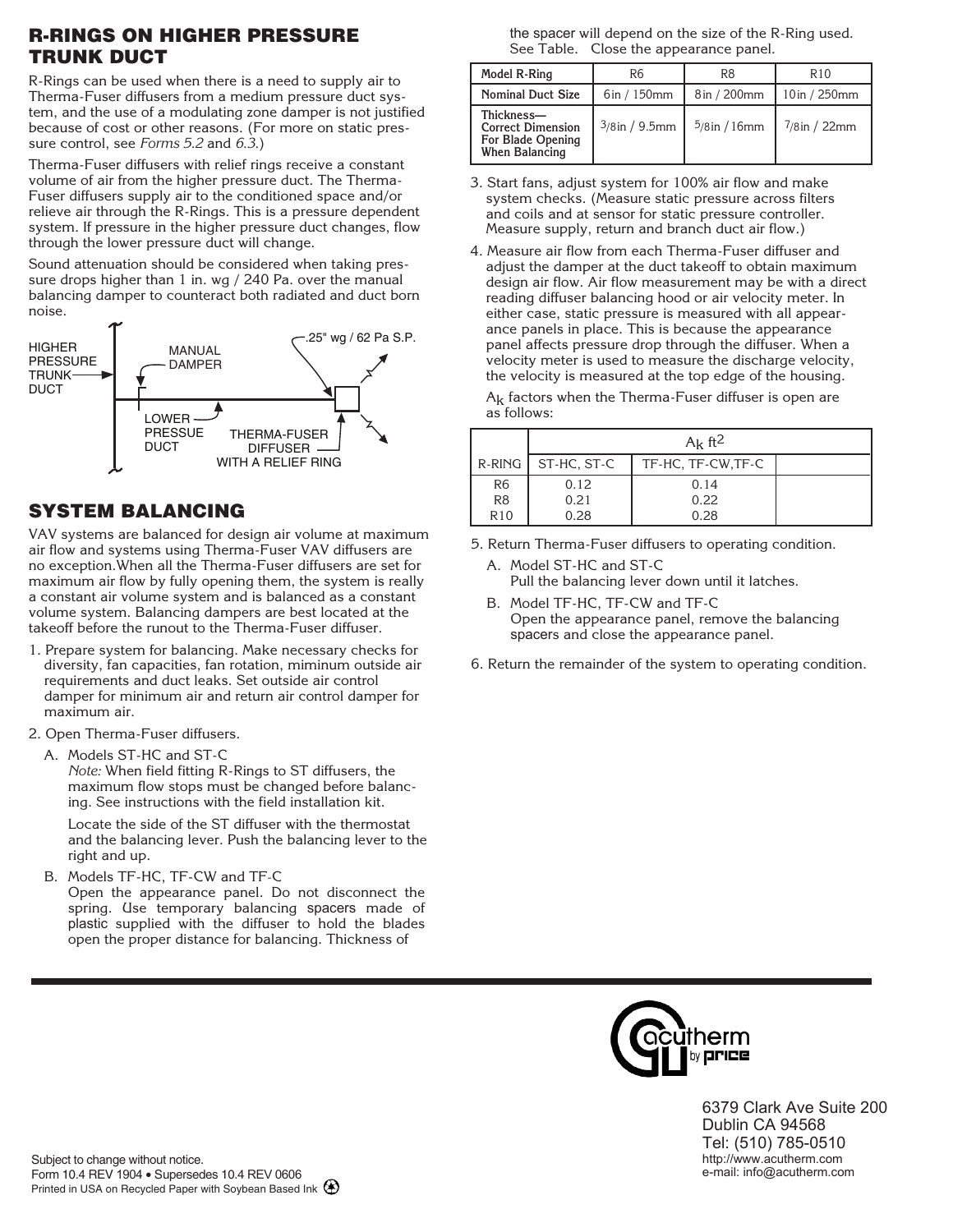## R-RINGS ON HIGHER PRESSURE TRUNK DUCT

R-Rings can be used when there is a need to supply air to Therma-Fuser diffusers from a medium pressure duct system, and the use of a modulating zone damper is not justified because of cost or other reasons. (For more on static pressure control, see *Forms 5.2* and *6.3.*)

Therma-Fuser diffusers with relief rings receive a constant volume of air from the higher pressure duct. The Therma-Fuser diffusers supply air to the conditioned space and/or relieve air through the R-Rings. This is a pressure dependent system. If pressure in the higher pressure duct changes, flow through the lower pressure duct will change.

Sound attenuation should be considered when taking pressure drops higher than 1 in. wg / 240 Pa. over the manual balancing damper to counteract both radiated and duct born noise.

HIGHER PRESSURE TRUNK DUCT
MANUAL DAMPER
.25" wg / 62 Pa S.P.
LOWER PRESSUE DUCT
THERMA-FUSER DIFFUSER WITH A RELIEF RING

## SYSTEM BALANCING

VAV systems are balanced for design air volume at maximum air flow and systems using Therma-Fuser VAV diffusers are no exception.When all the Therma-Fuser diffusers are set for maximum air flow by fully opening them, the system is really a constant air volume system and is balanced as a constant volume system. Balancing dampers are best located at the takeoff before the runout to the Therma-Fuser diffuser.

1. Prepare system for balancing. Make necessary checks for diversity, fan capacities, fan rotation, miminum outside air requirements and duct leaks. Set outside air control damper for minimum air and return air control damper for maximum air.
2. Open Therma-Fuser diffusers.
   A. Models ST-HC and ST-C
   *Note:* When field fitting R-Rings to ST diffusers, the maximum flow stops must be changed before balancing. See instructions with the field installation kit.

   Locate the side of the ST diffuser with the thermostat and the balancing lever. Push the balancing lever to the right and up.

   B. Models TF-HC, TF-CW and TF-C
   Open the appearance panel. Do not disconnect the spring. Use temporary balancing spacers made of plastic supplied with the diffuser to hold the blades open the proper distance for balancing. Thickness of the spacer will depend on the size of the R-Ring used. See Table. Close the appearance panel.

| Model R-Ring | R6 | R8 | R10 |
|---|---|---|---|
| Nominal Duct Size | 6in / 150mm | 8in / 200mm | 10in / 250mm |
| Thickness— Correct Dimension For Blade Opening When Balancing | 3/8in / 9.5mm | 5/8in / 16mm | 7/8in / 22mm |

3. Start fans, adjust system for 100% air flow and make system checks. (Measure static pressure across filters and coils and at sensor for static pressure controller. Measure supply, return and branch duct air flow.)
4. Measure air flow from each Therma-Fuser diffuser and adjust the damper at the duct takeoff to obtain maximum design air flow. Air flow measurement may be with a direct reading diffuser balancing hood or air velocity meter. In either case, static pressure is measured with all appearance panels in place. This is because the appearance panel affects pressure drop through the diffuser. When a velocity meter is used to measure the discharge velocity, the velocity is measured at the top edge of the housing.

   $A_k$ factors when the Therma-Fuser diffuser is open are as follows:

| R-RING | $A_k$ ft$^2$ | | |
|---|---|---|---|
| | ST-HC, ST-C | TF-HC, TF-CW,TF-C | |
| R6 | 0.12 | 0.14 | |
| R8 | 0.21 | 0.22 | |
| R10 | 0.28 | 0.28 | |

5. Return Therma-Fuser diffusers to operating condition.
   A. Model ST-HC and ST-C
   Pull the balancing lever down until it latches.
   B. Model TF-HC, TF-CW and TF-C
   Open the appearance panel, remove the balancing spacers and close the appearance panel.
6. Return the remainder of the system to operating condition.

acutherm by price

6379 Clark Ave Suite 200
Dublin CA 94568
Tel: (510) 785-0510
http://www.acutherm.com
e-mail: info@acutherm.com

Subject to change without notice.
Form 10.4 REV 1904 • Supersedes 10.4 REV 0606
Printed in USA on Recycled Paper with Soybean Based Ink